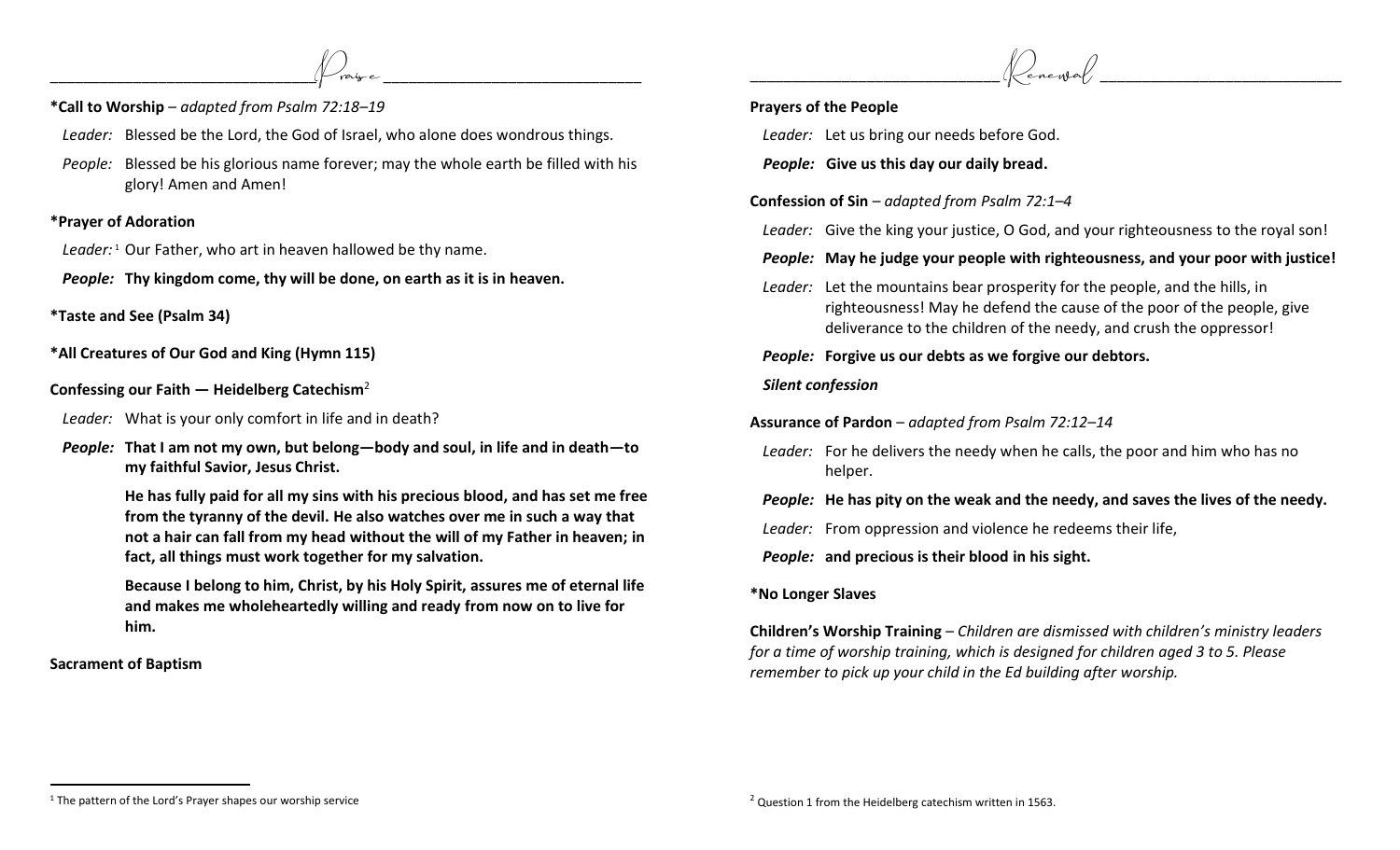## Praise

**\*Call to Worship** – *adapted from Psalm 72:18–19*

*Leader:* Blessed be the Lord, the God of Israel, who alone does wondrous things.

*People:* Blessed be his glorious name forever; may the whole earth be filled with his glory! Amen and Amen!

**\*Prayer of Adoration**

*Leader:*[1] Our Father, who art in heaven hallowed be thy name.

***People:*** **Thy kingdom come, thy will be done, on earth as it is in heaven.**

**\*Taste and See (Psalm 34)**

**\*All Creatures of Our God and King (Hymn 115)**

**Confessing our Faith — Heidelberg Catechism**[2]

*Leader:* What is your only comfort in life and in death?

***People:*** **That I am not my own, but belong—body and soul, in life and in death—to my faithful Savior, Jesus Christ.**

**He has fully paid for all my sins with his precious blood, and has set me free from the tyranny of the devil. He also watches over me in such a way that not a hair can fall from my head without the will of my Father in heaven; in fact, all things must work together for my salvation.**

**Because I belong to him, Christ, by his Holy Spirit, assures me of eternal life and makes me wholeheartedly willing and ready from now on to live for him.**

**Sacrament of Baptism**

[1] The pattern of the Lord's Prayer shapes our worship service

## Renewal

**Prayers of the People**

*Leader:* Let us bring our needs before God.

***People:*** **Give us this day our daily bread.**

**Confession of Sin** – *adapted from Psalm 72:1–4*

*Leader:* Give the king your justice, O God, and your righteousness to the royal son!

***People:*** **May he judge your people with righteousness, and your poor with justice!**

*Leader:* Let the mountains bear prosperity for the people, and the hills, in righteousness! May he defend the cause of the poor of the people, give deliverance to the children of the needy, and crush the oppressor!

***People:*** **Forgive us our debts as we forgive our debtors.**

***Silent confession***

**Assurance of Pardon** – *adapted from Psalm 72:12–14*

*Leader:* For he delivers the needy when he calls, the poor and him who has no helper.

***People:*** **He has pity on the weak and the needy, and saves the lives of the needy.**

*Leader:* From oppression and violence he redeems their life,

***People:*** **and precious is their blood in his sight.**

**\*No Longer Slaves**

**Children's Worship Training** – *Children are dismissed with children's ministry leaders for a time of worship training, which is designed for children aged 3 to 5. Please remember to pick up your child in the Ed building after worship.*

[2] Question 1 from the Heidelberg catechism written in 1563.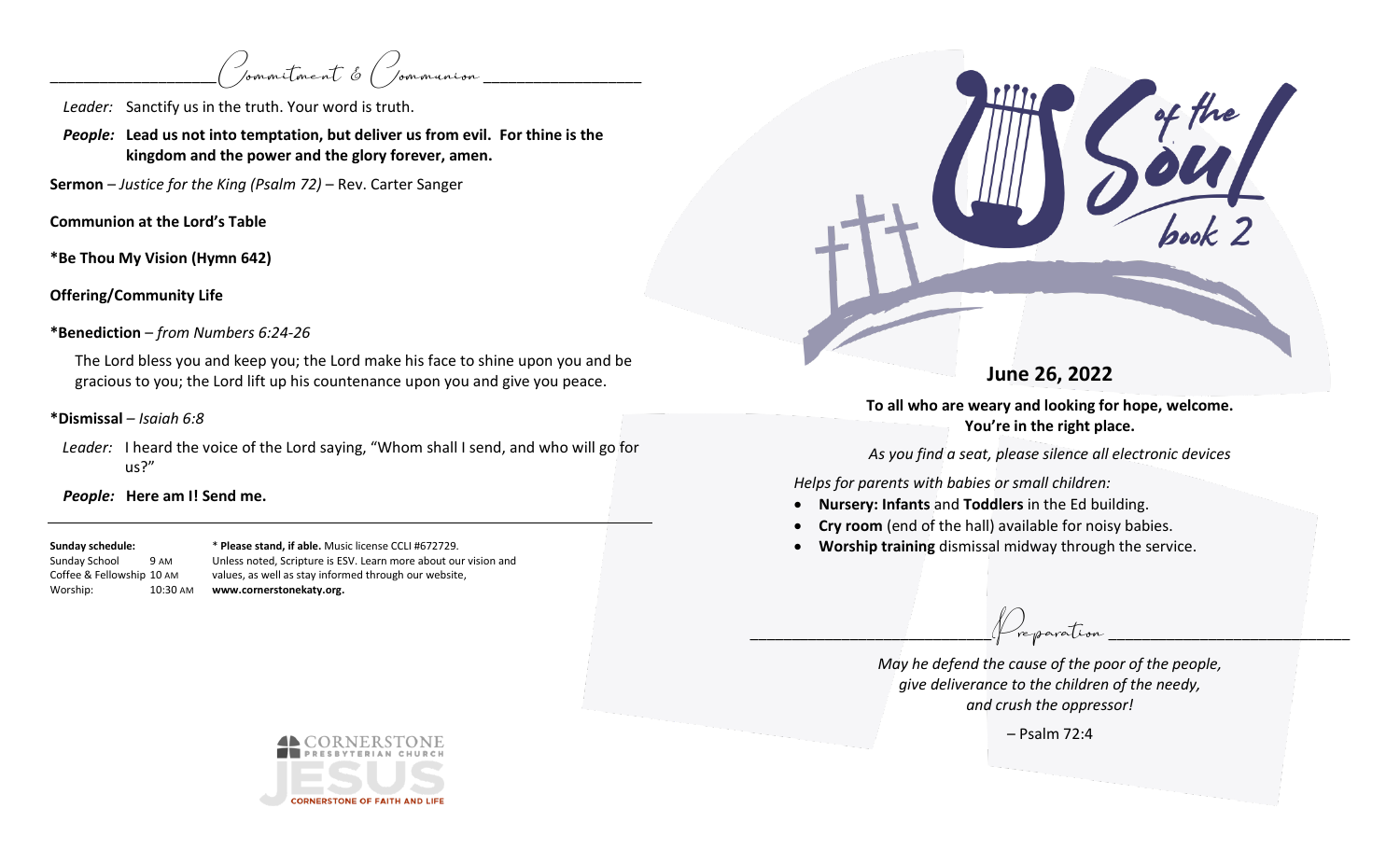## Commitment & Communion

*Leader:* Sanctify us in the truth. Your word is truth.

***People:*** **Lead us not into temptation, but deliver us from evil. For thine is the kingdom and the power and the glory forever, amen.**

**Sermon** – *Justice for the King (Psalm 72)* – Rev. Carter Sanger

**Communion at the Lord's Table**

**\*Be Thou My Vision (Hymn 642)**

**Offering/Community Life**

**\*Benediction** – *from Numbers 6:24-26*

The Lord bless you and keep you; the Lord make his face to shine upon you and be gracious to you; the Lord lift up his countenance upon you and give you peace.

**\*Dismissal** – *Isaiah 6:8*

*Leader:* I heard the voice of the Lord saying, "Whom shall I send, and who will go for us?"

***People:*** **Here am I! Send me.**

---

**Sunday schedule:**

| | |
|---|---|
| Sunday School | 9 AM |
| Coffee & Fellowship | 10 AM |
| Worship: | 10:30 AM |

\* **Please stand, if able.** Music license CCLI #672729. Unless noted, Scripture is ESV. Learn more about our vision and values, as well as stay informed through our website, **www.cornerstonekaty.org.**

CORNERSTONE PRESBYTERIAN CHURCH
JESUS
CORNERSTONE OF FAITH AND LIFE

---

# Songs of the Soul book 2

## June 26, 2022

**To all who are weary and looking for hope, welcome. You're in the right place.**

*As you find a seat, please silence all electronic devices*

*Helps for parents with babies or small children:*

- **Nursery: Infants** and **Toddlers** in the Ed building.
- **Cry room** (end of the hall) available for noisy babies.
- **Worship training** dismissal midway through the service.

## Preparation

*May he defend the cause of the poor of the people,*
*give deliverance to the children of the needy,*
*and crush the oppressor!*

– Psalm 72:4